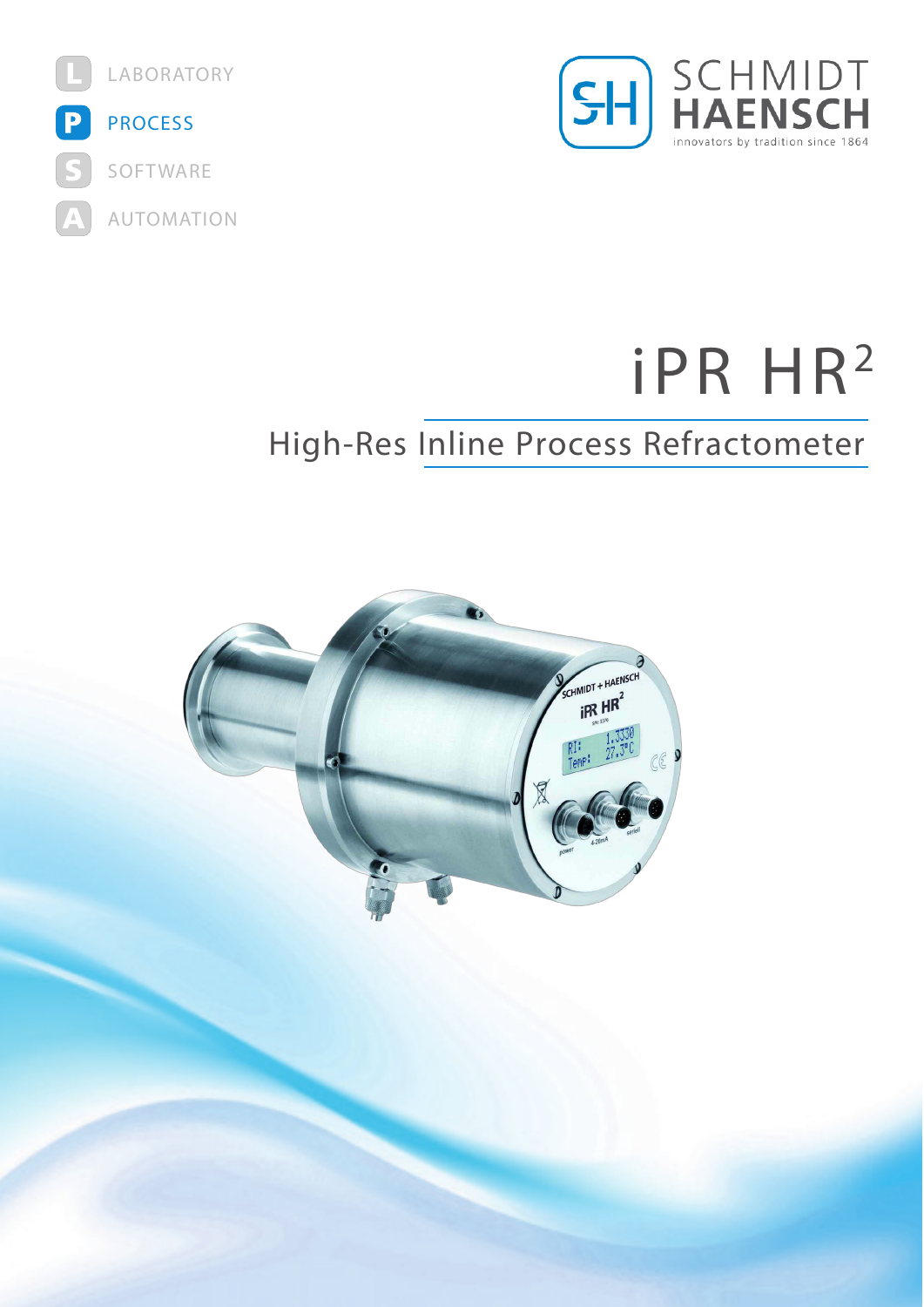LABORATORY

PROCESS

SOFTWARE

AUTOMATION

SCHMIDT HAENSCH

innovators by tradition since 1864

# iPR HR²

## High-Res Inline Process Refractometer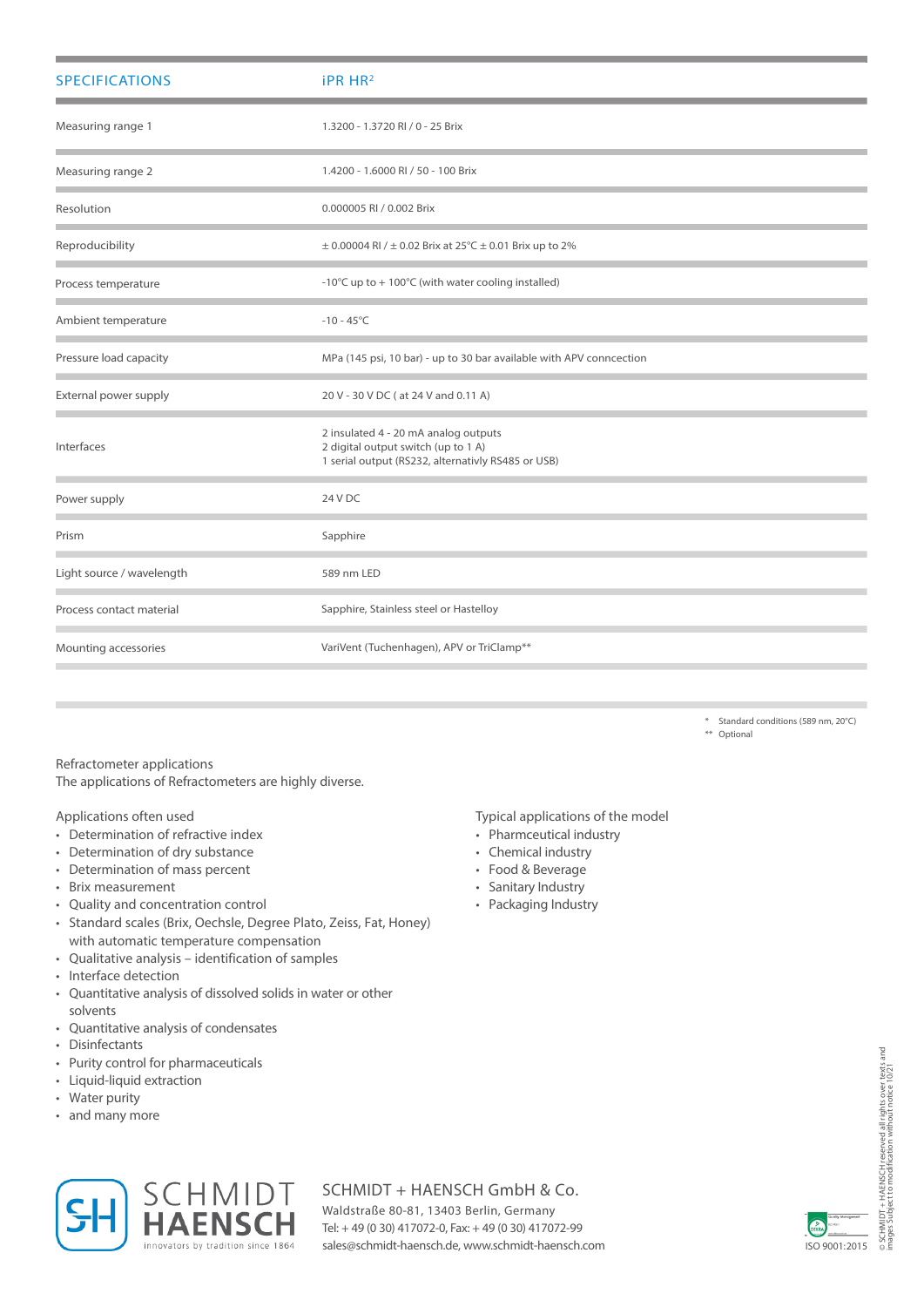| SPECIFICATIONS | iPR HR² |
|---|---|
| Measuring range 1 | 1.3200 - 1.3720 RI / 0 - 25 Brix |
| Measuring range 2 | 1.4200 - 1.6000 RI / 50 - 100 Brix |
| Resolution | 0.000005 RI / 0.002 Brix |
| Reproducibility | ± 0.00004 RI / ± 0.02 Brix at 25°C ± 0.01 Brix up to 2% |
| Process temperature | -10°C up to + 100°C (with water cooling installed) |
| Ambient temperature | -10 - 45°C |
| Pressure load capacity | MPa (145 psi, 10 bar) - up to 30 bar available with APV conncection |
| External power supply | 20 V - 30 V DC ( at 24 V and 0.11 A) |
| Interfaces | 2 insulated 4 - 20 mA analog outputs<br>2 digital output switch (up to 1 A)<br>1 serial output (RS232, alternativly RS485 or USB) |
| Power supply | 24 V DC |
| Prism | Sapphire |
| Light source / wavelength | 589 nm LED |
| Process contact material | Sapphire, Stainless steel or Hastelloy |
| Mounting accessories | VariVent (Tuchenhagen), APV or TriClamp** |

\* Standard conditions (589 nm, 20°C)
** Optional

Refractometer applications
The applications of Refractometers are highly diverse.

Applications often used

- Determination of refractive index
- Determination of dry substance
- Determination of mass percent
- Brix measurement
- Quality and concentration control
- Standard scales (Brix, Oechsle, Degree Plato, Zeiss, Fat, Honey) with automatic temperature compensation
- Qualitative analysis – identification of samples
- Interface detection
- Quantitative analysis of dissolved solids in water or other solvents
- Quantitative analysis of condensates
- Disinfectants
- Purity control for pharmaceuticals
- Liquid-liquid extraction
- Water purity
- and many more

Typical applications of the model

- Pharmceutical industry
- Chemical industry
- Food & Beverage
- Sanitary Industry
- Packaging Industry

SCHMIDT HAENSCH
innovators by tradition since 1864

SCHMIDT + HAENSCH GmbH & Co.
Waldstraße 80-81, 13403 Berlin, Germany
Tel: + 49 (0 30) 417072-0, Fax: + 49 (0 30) 417072-99
sales@schmidt-haensch.de, www.schmidt-haensch.com

ISO 9001:2015

© SCHMIDT + HAENSCH reserved all rights over texts and images Subject to modification without notice 10/21